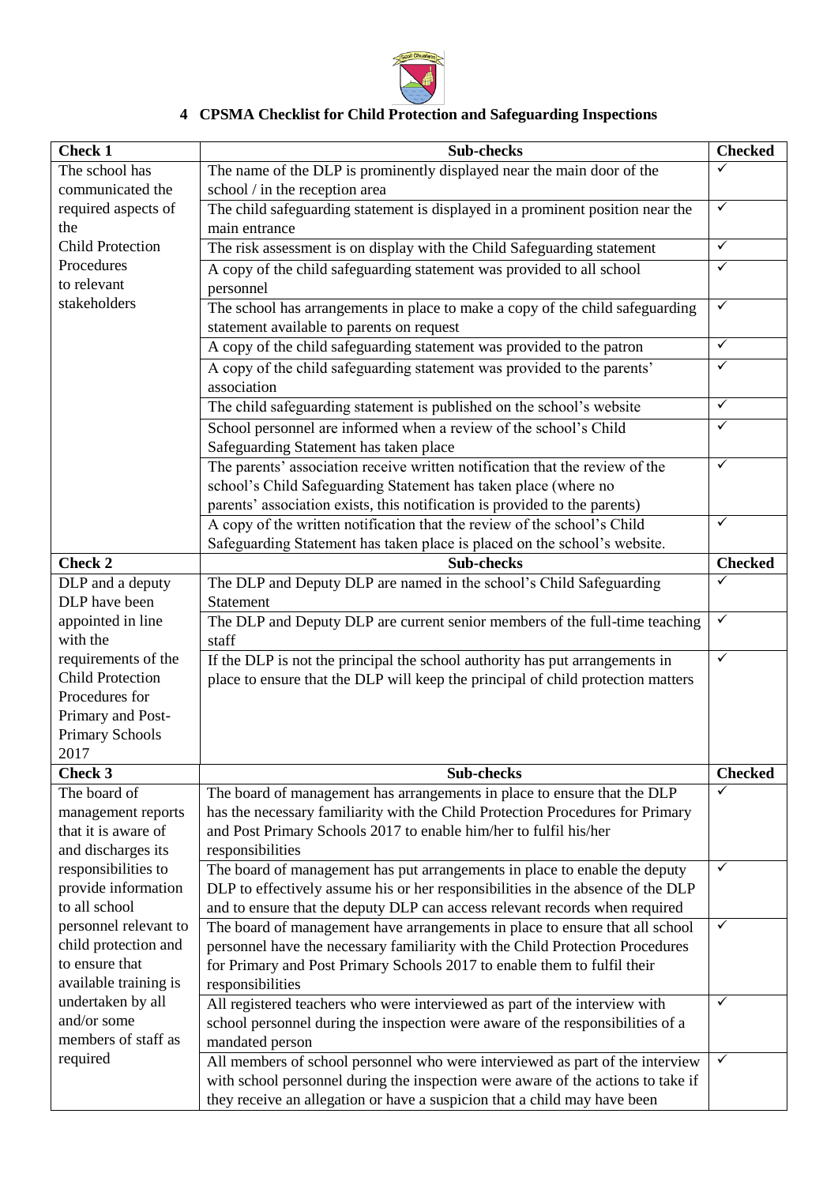## 4 CPSMA Checklist for Child Protection and Safeguarding Inspections

| Check 1 | Sub-checks | Checked |
|---|---|---|
| The school has communicated the required aspects of the Child Protection Procedures to relevant stakeholders | The name of the DLP is prominently displayed near the main door of the school / in the reception area | ✓ |
| | The child safeguarding statement is displayed in a prominent position near the main entrance | ✓ |
| | The risk assessment is on display with the Child Safeguarding statement | ✓ |
| | A copy of the child safeguarding statement was provided to all school personnel | ✓ |
| | The school has arrangements in place to make a copy of the child safeguarding statement available to parents on request | ✓ |
| | A copy of the child safeguarding statement was provided to the patron | ✓ |
| | A copy of the child safeguarding statement was provided to the parents' association | ✓ |
| | The child safeguarding statement is published on the school's website | ✓ |
| | School personnel are informed when a review of the school's Child Safeguarding Statement has taken place | ✓ |
| | The parents' association receive written notification that the review of the school's Child Safeguarding Statement has taken place (where no parents' association exists, this notification is provided to the parents) | ✓ |
| | A copy of the written notification that the review of the school's Child Safeguarding Statement has taken place is placed on the school's website. | ✓ |
| **Check 2** | **Sub-checks** | **Checked** |
| DLP and a deputy DLP have been appointed in line with the requirements of the Child Protection Procedures for Primary and Post-Primary Schools 2017 | The DLP and Deputy DLP are named in the school's Child Safeguarding Statement | ✓ |
| | The DLP and Deputy DLP are current senior members of the full-time teaching staff | ✓ |
| | If the DLP is not the principal the school authority has put arrangements in place to ensure that the DLP will keep the principal of child protection matters | ✓ |
| **Check 3** | **Sub-checks** | **Checked** |
| The board of management reports that it is aware of and discharges its responsibilities to provide information to all school personnel relevant to child protection and to ensure that available training is undertaken by all and/or some members of staff as required | The board of management has arrangements in place to ensure that the DLP has the necessary familiarity with the Child Protection Procedures for Primary and Post Primary Schools 2017 to enable him/her to fulfil his/her responsibilities | ✓ |
| | The board of management has put arrangements in place to enable the deputy DLP to effectively assume his or her responsibilities in the absence of the DLP and to ensure that the deputy DLP can access relevant records when required | ✓ |
| | The board of management have arrangements in place to ensure that all school personnel have the necessary familiarity with the Child Protection Procedures for Primary and Post Primary Schools 2017 to enable them to fulfil their responsibilities | ✓ |
| | All registered teachers who were interviewed as part of the interview with school personnel during the inspection were aware of the responsibilities of a mandated person | ✓ |
| | All members of school personnel who were interviewed as part of the interview with school personnel during the inspection were aware of the actions to take if they receive an allegation or have a suspicion that a child may have been | ✓ |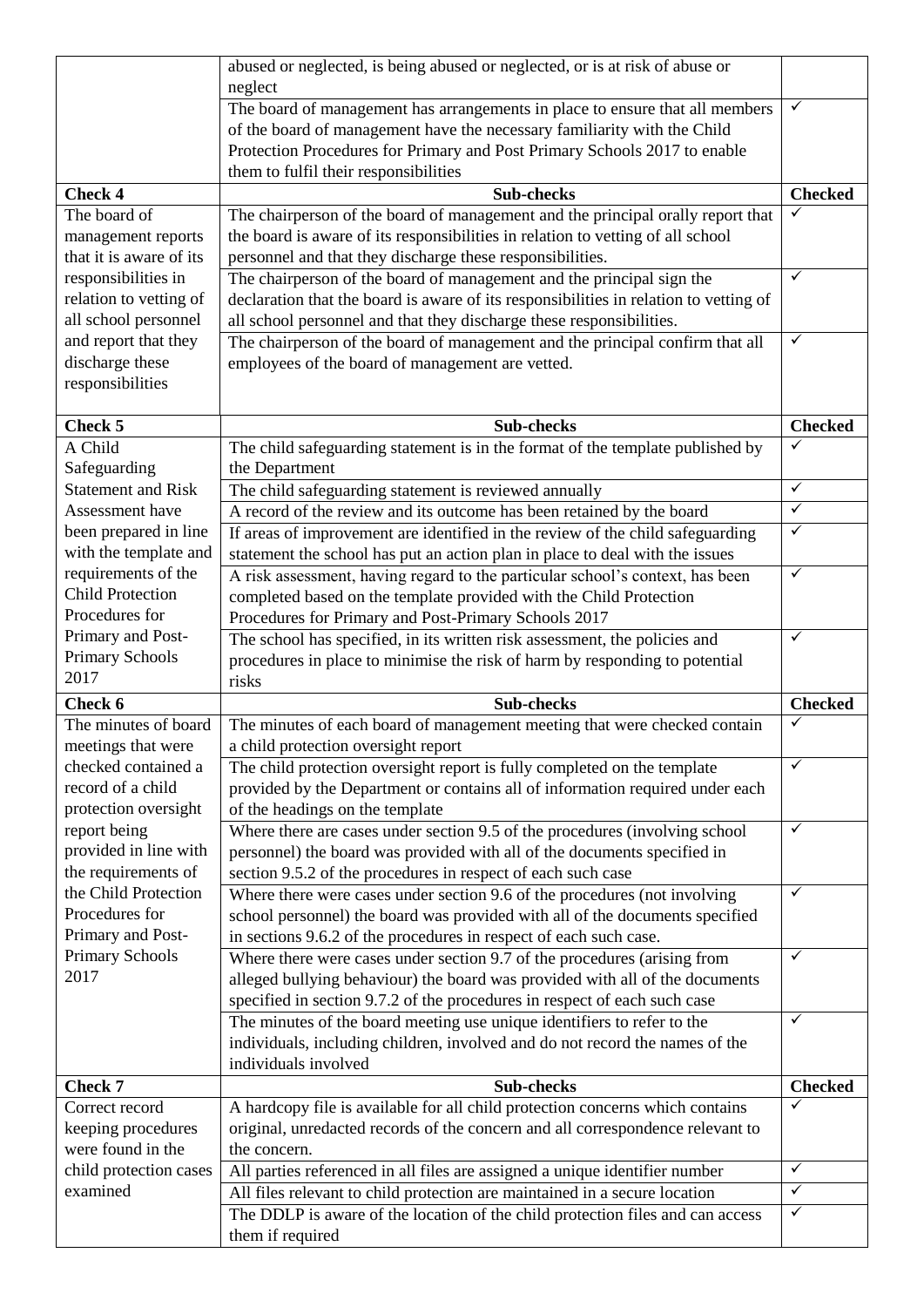| | | |
|---|---|---|
| | abused or neglected, is being abused or neglected, or is at risk of abuse or neglect | |
| | The board of management has arrangements in place to ensure that all members of the board of management have the necessary familiarity with the Child Protection Procedures for Primary and Post Primary Schools 2017 to enable them to fulfil their responsibilities | ✓ |
| **Check 4** | **Sub-checks** | **Checked** |
| The board of management reports that it is aware of its responsibilities in relation to vetting of all school personnel and report that they discharge these responsibilities | The chairperson of the board of management and the principal orally report that the board is aware of its responsibilities in relation to vetting of all school personnel and that they discharge these responsibilities. | ✓ |
| | The chairperson of the board of management and the principal sign the declaration that the board is aware of its responsibilities in relation to vetting of all school personnel and that they discharge these responsibilities. | ✓ |
| | The chairperson of the board of management and the principal confirm that all employees of the board of management are vetted. | ✓ |
| **Check 5** | **Sub-checks** | **Checked** |
| A Child Safeguarding Statement and Risk Assessment have been prepared in line with the template and requirements of the Child Protection Procedures for Primary and Post-Primary Schools 2017 | The child safeguarding statement is in the format of the template published by the Department | ✓ |
| | The child safeguarding statement is reviewed annually | ✓ |
| | A record of the review and its outcome has been retained by the board | ✓ |
| | If areas of improvement are identified in the review of the child safeguarding statement the school has put an action plan in place to deal with the issues | ✓ |
| | A risk assessment, having regard to the particular school's context, has been completed based on the template provided with the Child Protection Procedures for Primary and Post-Primary Schools 2017 | ✓ |
| | The school has specified, in its written risk assessment, the policies and procedures in place to minimise the risk of harm by responding to potential risks | ✓ |
| **Check 6** | **Sub-checks** | **Checked** |
| The minutes of board meetings that were checked contained a record of a child protection oversight report being provided in line with the requirements of the Child Protection Procedures for Primary and Post-Primary Schools 2017 | The minutes of each board of management meeting that were checked contain a child protection oversight report | ✓ |
| | The child protection oversight report is fully completed on the template provided by the Department or contains all of information required under each of the headings on the template | ✓ |
| | Where there are cases under section 9.5 of the procedures (involving school personnel) the board was provided with all of the documents specified in section 9.5.2 of the procedures in respect of each such case | ✓ |
| | Where there were cases under section 9.6 of the procedures (not involving school personnel) the board was provided with all of the documents specified in sections 9.6.2 of the procedures in respect of each such case. | ✓ |
| | Where there were cases under section 9.7 of the procedures (arising from alleged bullying behaviour) the board was provided with all of the documents specified in section 9.7.2 of the procedures in respect of each such case | ✓ |
| | The minutes of the board meeting use unique identifiers to refer to the individuals, including children, involved and do not record the names of the individuals involved | ✓ |
| **Check 7** | **Sub-checks** | **Checked** |
| Correct record keeping procedures were found in the child protection cases examined | A hardcopy file is available for all child protection concerns which contains original, unredacted records of the concern and all correspondence relevant to the concern. | ✓ |
| | All parties referenced in all files are assigned a unique identifier number | ✓ |
| | All files relevant to child protection are maintained in a secure location | ✓ |
| | The DDLP is aware of the location of the child protection files and can access them if required | ✓ |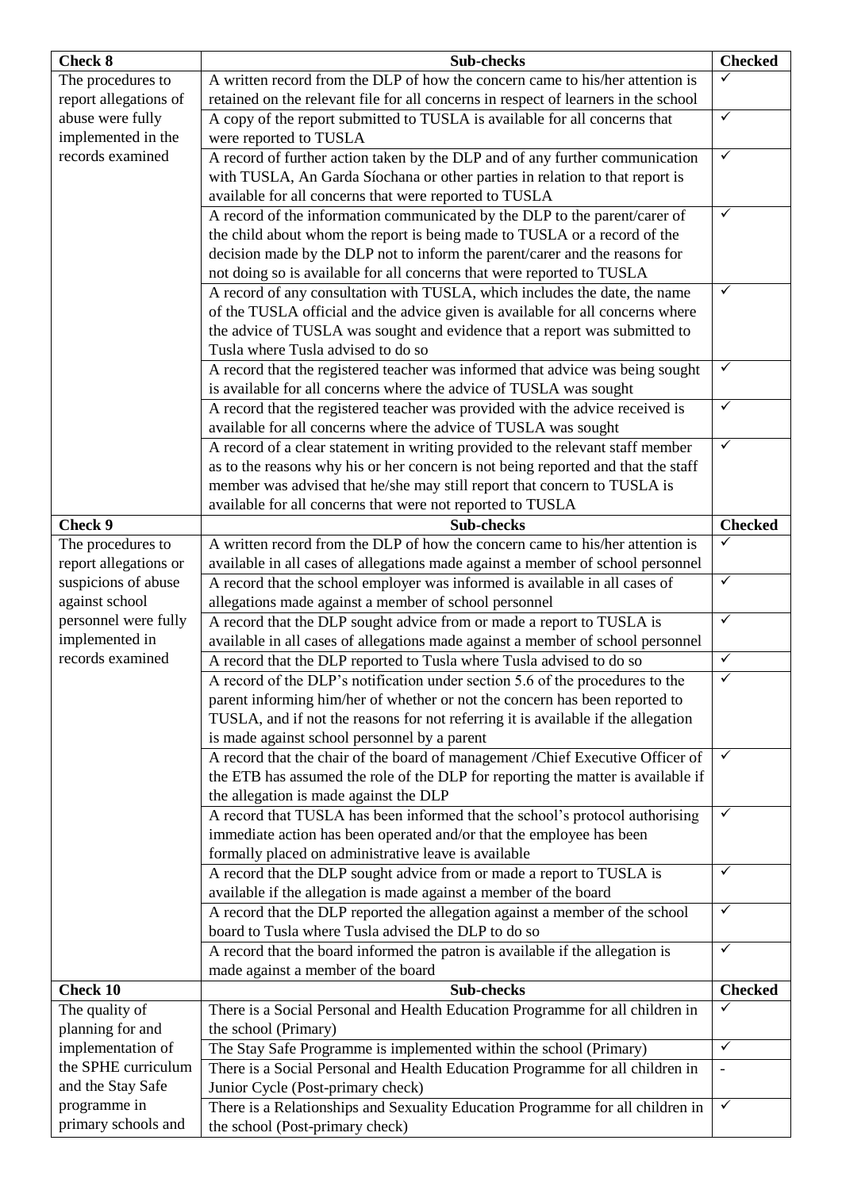| Check 8 | Sub-checks | Checked |
| --- | --- | --- |
| The procedures to report allegations of abuse were fully implemented in the records examined | A written record from the DLP of how the concern came to his/her attention is retained on the relevant file for all concerns in respect of learners in the school | ✓ |
| | A copy of the report submitted to TUSLA is available for all concerns that were reported to TUSLA | ✓ |
| | A record of further action taken by the DLP and of any further communication with TUSLA, An Garda Síochana or other parties in relation to that report is available for all concerns that were reported to TUSLA | ✓ |
| | A record of the information communicated by the DLP to the parent/carer of the child about whom the report is being made to TUSLA or a record of the decision made by the DLP not to inform the parent/carer and the reasons for not doing so is available for all concerns that were reported to TUSLA | ✓ |
| | A record of any consultation with TUSLA, which includes the date, the name of the TUSLA official and the advice given is available for all concerns where the advice of TUSLA was sought and evidence that a report was submitted to Tusla where Tusla advised to do so | ✓ |
| | A record that the registered teacher was informed that advice was being sought is available for all concerns where the advice of TUSLA was sought | ✓ |
| | A record that the registered teacher was provided with the advice received is available for all concerns where the advice of TUSLA was sought | ✓ |
| | A record of a clear statement in writing provided to the relevant staff member as to the reasons why his or her concern is not being reported and that the staff member was advised that he/she may still report that concern to TUSLA is available for all concerns that were not reported to TUSLA | ✓ |
| **Check 9** | **Sub-checks** | **Checked** |
| The procedures to report allegations or suspicions of abuse against school personnel were fully implemented in records examined | A written record from the DLP of how the concern came to his/her attention is available in all cases of allegations made against a member of school personnel | ✓ |
| | A record that the school employer was informed is available in all cases of allegations made against a member of school personnel | ✓ |
| | A record that the DLP sought advice from or made a report to TUSLA is available in all cases of allegations made against a member of school personnel | ✓ |
| | A record that the DLP reported to Tusla where Tusla advised to do so | ✓ |
| | A record of the DLP's notification under section 5.6 of the procedures to the parent informing him/her of whether or not the concern has been reported to TUSLA, and if not the reasons for not referring it is available if the allegation is made against school personnel by a parent | ✓ |
| | A record that the chair of the board of management /Chief Executive Officer of the ETB has assumed the role of the DLP for reporting the matter is available if the allegation is made against the DLP | ✓ |
| | A record that TUSLA has been informed that the school's protocol authorising immediate action has been operated and/or that the employee has been formally placed on administrative leave is available | ✓ |
| | A record that the DLP sought advice from or made a report to TUSLA is available if the allegation is made against a member of the board | ✓ |
| | A record that the DLP reported the allegation against a member of the school board to Tusla where Tusla advised the DLP to do so | ✓ |
| | A record that the board informed the patron is available if the allegation is made against a member of the board | ✓ |
| **Check 10** | **Sub-checks** | **Checked** |
| The quality of planning for and implementation of the SPHE curriculum and the Stay Safe programme in primary schools and | There is a Social Personal and Health Education Programme for all children in the school (Primary) | ✓ |
| | The Stay Safe Programme is implemented within the school (Primary) | ✓ |
| | There is a Social Personal and Health Education Programme for all children in Junior Cycle (Post-primary check) | - |
| | There is a Relationships and Sexuality Education Programme for all children in the school (Post-primary check) | ✓ |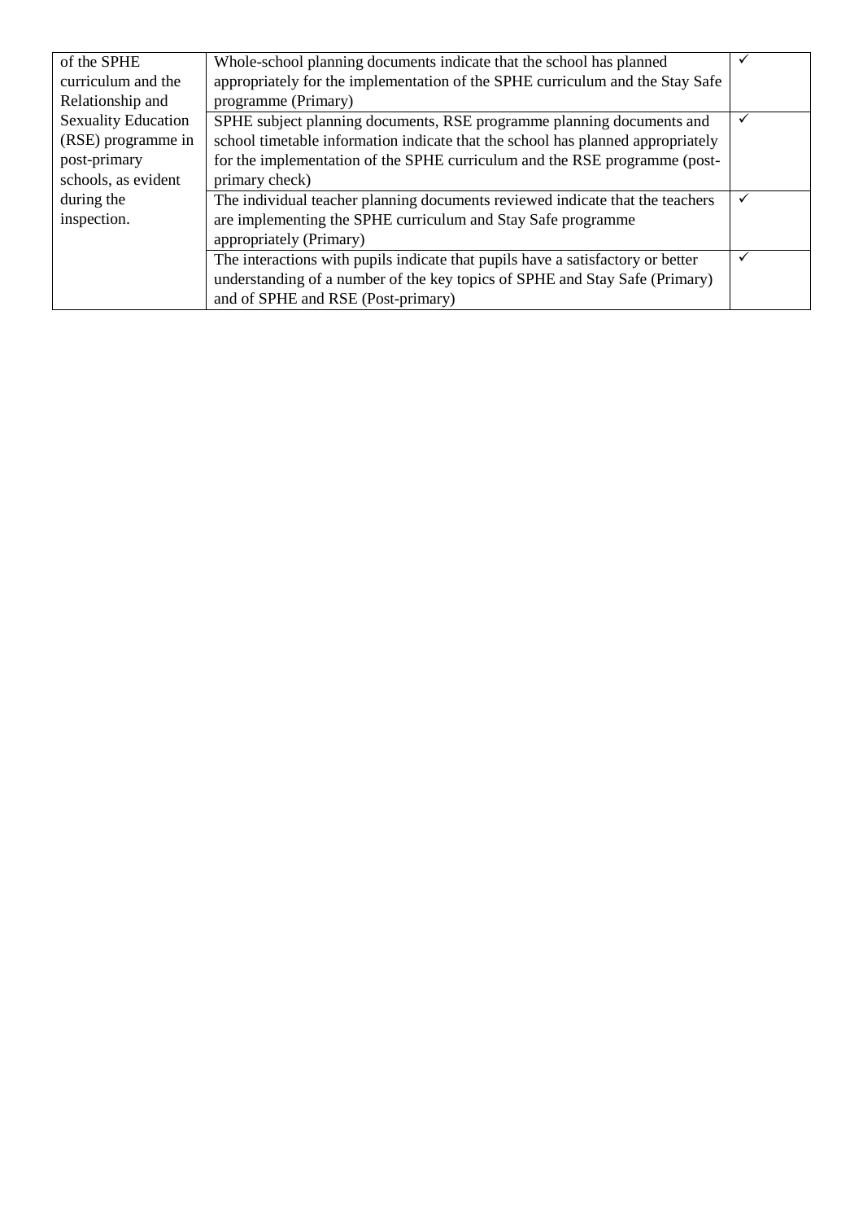| | | |
|---|---|---|
| of the SPHE curriculum and the Relationship and Sexuality Education (RSE) programme in post-primary schools, as evident during the inspection. | Whole-school planning documents indicate that the school has planned appropriately for the implementation of the SPHE curriculum and the Stay Safe programme (Primary) | ✓ |
| | SPHE subject planning documents, RSE programme planning documents and school timetable information indicate that the school has planned appropriately for the implementation of the SPHE curriculum and the RSE programme (post-primary check) | ✓ |
| | The individual teacher planning documents reviewed indicate that the teachers are implementing the SPHE curriculum and Stay Safe programme appropriately (Primary) | ✓ |
| | The interactions with pupils indicate that pupils have a satisfactory or better understanding of a number of the key topics of SPHE and Stay Safe (Primary) and of SPHE and RSE (Post-primary) | ✓ |